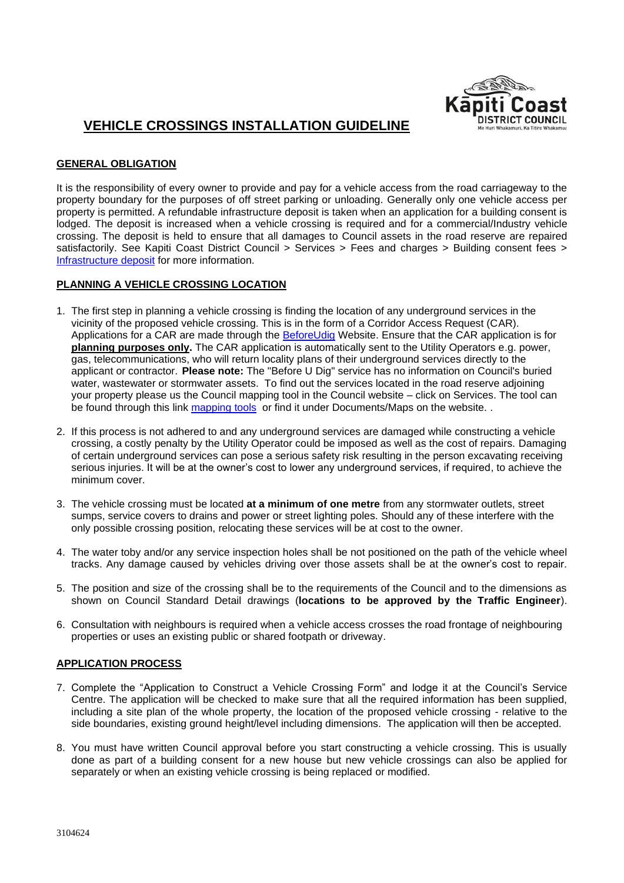# VEHICLE CROSSINGS INSTALLATION GUIDELINE

## GENERAL OBLIGATION

It is the responsibility of every owner to provide and pay for a vehicle access from the road carriageway to the property boundary for the purposes of off street parking or unloading. Generally only one vehicle access per property is permitted. A refundable infrastructure deposit is taken when an application for a building consent is lodged. The deposit is increased when a vehicle crossing is required and for a commercial/Industry vehicle crossing. The deposit is held to ensure that all damages to Council assets in the road reserve are repaired satisfactorily. See Kapiti Coast District Council > Services > Fees and charges > Building consent fees > Infrastructure deposit for more information.

## PLANNING A VEHICLE CROSSING LOCATION

1. The first step in planning a vehicle crossing is finding the location of any underground services in the vicinity of the proposed vehicle crossing. This is in the form of a Corridor Access Request (CAR). Applications for a CAR are made through the BeforeUdig Website. Ensure that the CAR application is for **planning purposes only.** The CAR application is automatically sent to the Utility Operators e.g. power, gas, telecommunications, who will return locality plans of their underground services directly to the applicant or contractor. **Please note:** The "Before U Dig" service has no information on Council's buried water, wastewater or stormwater assets. To find out the services located in the road reserve adjoining your property please us the Council mapping tool in the Council website – click on Services. The tool can be found through this link mapping tools or find it under Documents/Maps on the website. .

2. If this process is not adhered to and any underground services are damaged while constructing a vehicle crossing, a costly penalty by the Utility Operator could be imposed as well as the cost of repairs. Damaging of certain underground services can pose a serious safety risk resulting in the person excavating receiving serious injuries. It will be at the owner's cost to lower any underground services, if required, to achieve the minimum cover.

3. The vehicle crossing must be located **at a minimum of one metre** from any stormwater outlets, street sumps, service covers to drains and power or street lighting poles. Should any of these interfere with the only possible crossing position, relocating these services will be at cost to the owner.

4. The water toby and/or any service inspection holes shall be not positioned on the path of the vehicle wheel tracks. Any damage caused by vehicles driving over those assets shall be at the owner's cost to repair.

5. The position and size of the crossing shall be to the requirements of the Council and to the dimensions as shown on Council Standard Detail drawings (**locations to be approved by the Traffic Engineer**).

6. Consultation with neighbours is required when a vehicle access crosses the road frontage of neighbouring properties or uses an existing public or shared footpath or driveway.

## APPLICATION PROCESS

7. Complete the "Application to Construct a Vehicle Crossing Form" and lodge it at the Council's Service Centre. The application will be checked to make sure that all the required information has been supplied, including a site plan of the whole property, the location of the proposed vehicle crossing - relative to the side boundaries, existing ground height/level including dimensions. The application will then be accepted.

8. You must have written Council approval before you start constructing a vehicle crossing. This is usually done as part of a building consent for a new house but new vehicle crossings can also be applied for separately or when an existing vehicle crossing is being replaced or modified.

3104624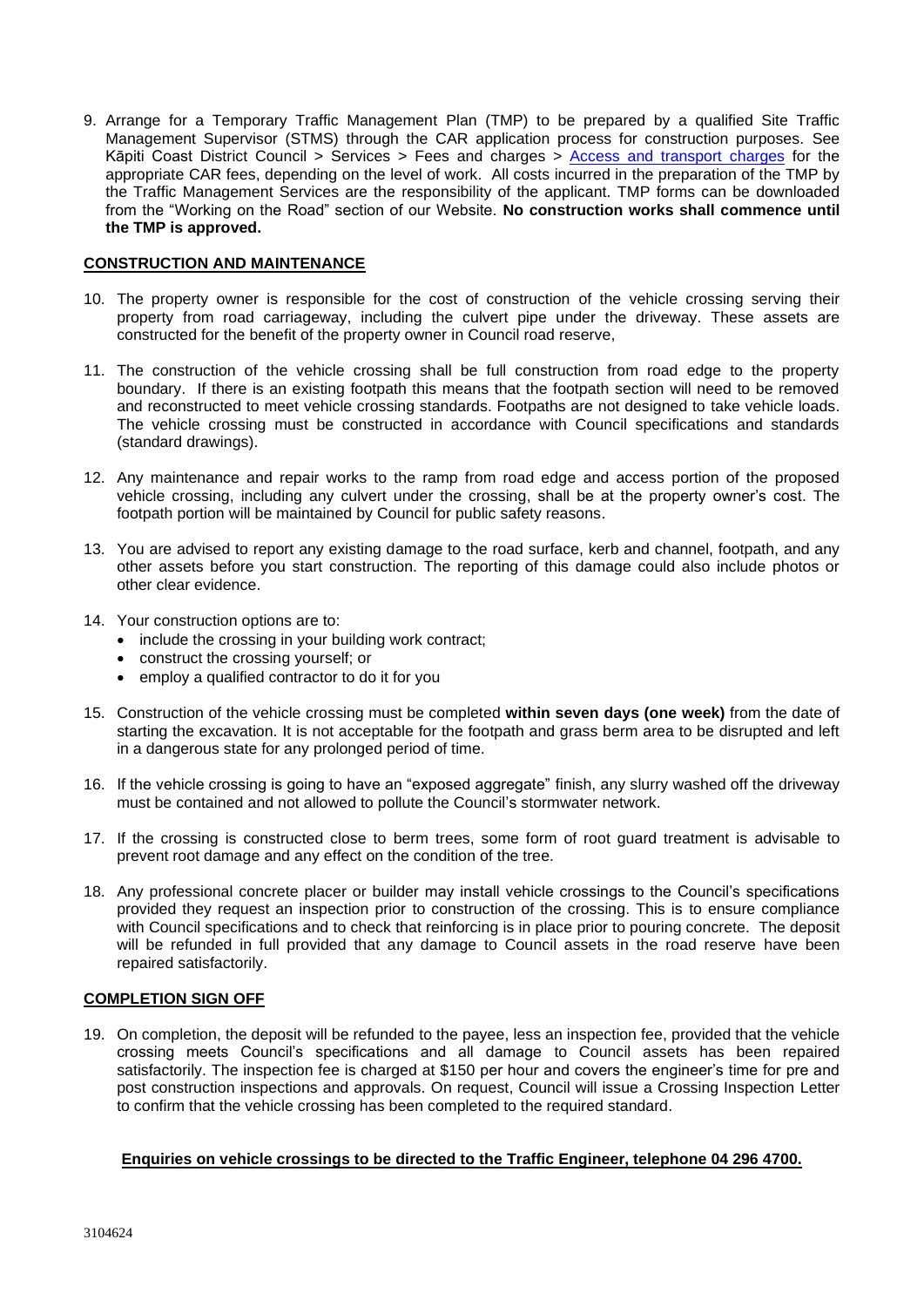9. Arrange for a Temporary Traffic Management Plan (TMP) to be prepared by a qualified Site Traffic Management Supervisor (STMS) through the CAR application process for construction purposes. See Kāpiti Coast District Council > Services > Fees and charges > Access and transport charges for the appropriate CAR fees, depending on the level of work. All costs incurred in the preparation of the TMP by the Traffic Management Services are the responsibility of the applicant. TMP forms can be downloaded from the "Working on the Road" section of our Website. **No construction works shall commence until the TMP is approved.**

## CONSTRUCTION AND MAINTENANCE

10. The property owner is responsible for the cost of construction of the vehicle crossing serving their property from road carriageway, including the culvert pipe under the driveway. These assets are constructed for the benefit of the property owner in Council road reserve,

11. The construction of the vehicle crossing shall be full construction from road edge to the property boundary. If there is an existing footpath this means that the footpath section will need to be removed and reconstructed to meet vehicle crossing standards. Footpaths are not designed to take vehicle loads. The vehicle crossing must be constructed in accordance with Council specifications and standards (standard drawings).

12. Any maintenance and repair works to the ramp from road edge and access portion of the proposed vehicle crossing, including any culvert under the crossing, shall be at the property owner's cost. The footpath portion will be maintained by Council for public safety reasons.

13. You are advised to report any existing damage to the road surface, kerb and channel, footpath, and any other assets before you start construction. The reporting of this damage could also include photos or other clear evidence.

14. Your construction options are to:
    - include the crossing in your building work contract;
    - construct the crossing yourself; or
    - employ a qualified contractor to do it for you

15. Construction of the vehicle crossing must be completed **within seven days (one week)** from the date of starting the excavation. It is not acceptable for the footpath and grass berm area to be disrupted and left in a dangerous state for any prolonged period of time.

16. If the vehicle crossing is going to have an "exposed aggregate" finish, any slurry washed off the driveway must be contained and not allowed to pollute the Council's stormwater network.

17. If the crossing is constructed close to berm trees, some form of root guard treatment is advisable to prevent root damage and any effect on the condition of the tree.

18. Any professional concrete placer or builder may install vehicle crossings to the Council's specifications provided they request an inspection prior to construction of the crossing. This is to ensure compliance with Council specifications and to check that reinforcing is in place prior to pouring concrete. The deposit will be refunded in full provided that any damage to Council assets in the road reserve have been repaired satisfactorily.

## COMPLETION SIGN OFF

19. On completion, the deposit will be refunded to the payee, less an inspection fee, provided that the vehicle crossing meets Council's specifications and all damage to Council assets has been repaired satisfactorily. The inspection fee is charged at $150 per hour and covers the engineer's time for pre and post construction inspections and approvals. On request, Council will issue a Crossing Inspection Letter to confirm that the vehicle crossing has been completed to the required standard.

**Enquiries on vehicle crossings to be directed to the Traffic Engineer, telephone 04 296 4700.**

3104624